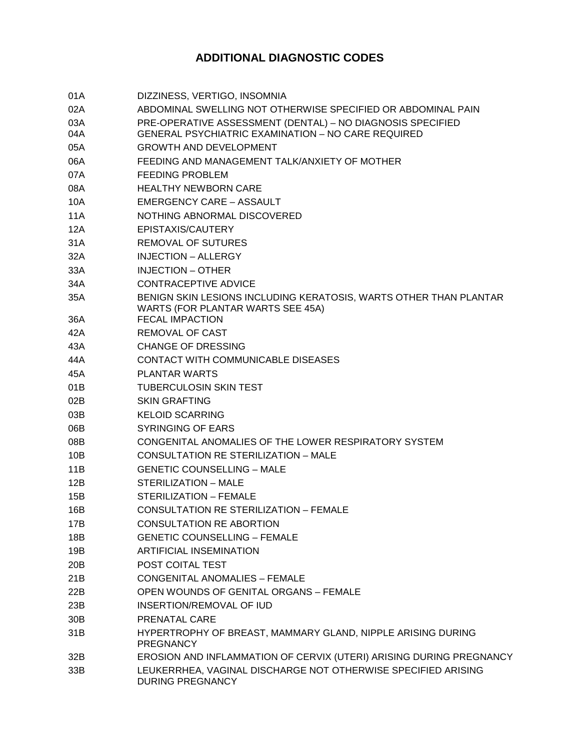# ADDITIONAL DIAGNOSTIC CODES

| | |
|---|---|
| 01A | DIZZINESS, VERTIGO, INSOMNIA |
| 02A | ABDOMINAL SWELLING NOT OTHERWISE SPECIFIED OR ABDOMINAL PAIN |
| 03A | PRE-OPERATIVE ASSESSMENT (DENTAL) – NO DIAGNOSIS SPECIFIED |
| 04A | GENERAL PSYCHIATRIC EXAMINATION – NO CARE REQUIRED |
| 05A | GROWTH AND DEVELOPMENT |
| 06A | FEEDING AND MANAGEMENT TALK/ANXIETY OF MOTHER |
| 07A | FEEDING PROBLEM |
| 08A | HEALTHY NEWBORN CARE |
| 10A | EMERGENCY CARE – ASSAULT |
| 11A | NOTHING ABNORMAL DISCOVERED |
| 12A | EPISTAXIS/CAUTERY |
| 31A | REMOVAL OF SUTURES |
| 32A | INJECTION – ALLERGY |
| 33A | INJECTION – OTHER |
| 34A | CONTRACEPTIVE ADVICE |
| 35A | BENIGN SKIN LESIONS INCLUDING KERATOSIS, WARTS OTHER THAN PLANTAR WARTS (FOR PLANTAR WARTS SEE 45A) |
| 36A | FECAL IMPACTION |
| 42A | REMOVAL OF CAST |
| 43A | CHANGE OF DRESSING |
| 44A | CONTACT WITH COMMUNICABLE DISEASES |
| 45A | PLANTAR WARTS |
| 01B | TUBERCULOSIN SKIN TEST |
| 02B | SKIN GRAFTING |
| 03B | KELOID SCARRING |
| 06B | SYRINGING OF EARS |
| 08B | CONGENITAL ANOMALIES OF THE LOWER RESPIRATORY SYSTEM |
| 10B | CONSULTATION RE STERILIZATION – MALE |
| 11B | GENETIC COUNSELLING – MALE |
| 12B | STERILIZATION – MALE |
| 15B | STERILIZATION – FEMALE |
| 16B | CONSULTATION RE STERILIZATION – FEMALE |
| 17B | CONSULTATION RE ABORTION |
| 18B | GENETIC COUNSELLING – FEMALE |
| 19B | ARTIFICIAL INSEMINATION |
| 20B | POST COITAL TEST |
| 21B | CONGENITAL ANOMALIES – FEMALE |
| 22B | OPEN WOUNDS OF GENITAL ORGANS – FEMALE |
| 23B | INSERTION/REMOVAL OF IUD |
| 30B | PRENATAL CARE |
| 31B | HYPERTROPHY OF BREAST, MAMMARY GLAND, NIPPLE ARISING DURING PREGNANCY |
| 32B | EROSION AND INFLAMMATION OF CERVIX (UTERI) ARISING DURING PREGNANCY |
| 33B | LEUKERRHEA, VAGINAL DISCHARGE NOT OTHERWISE SPECIFIED ARISING DURING PREGNANCY |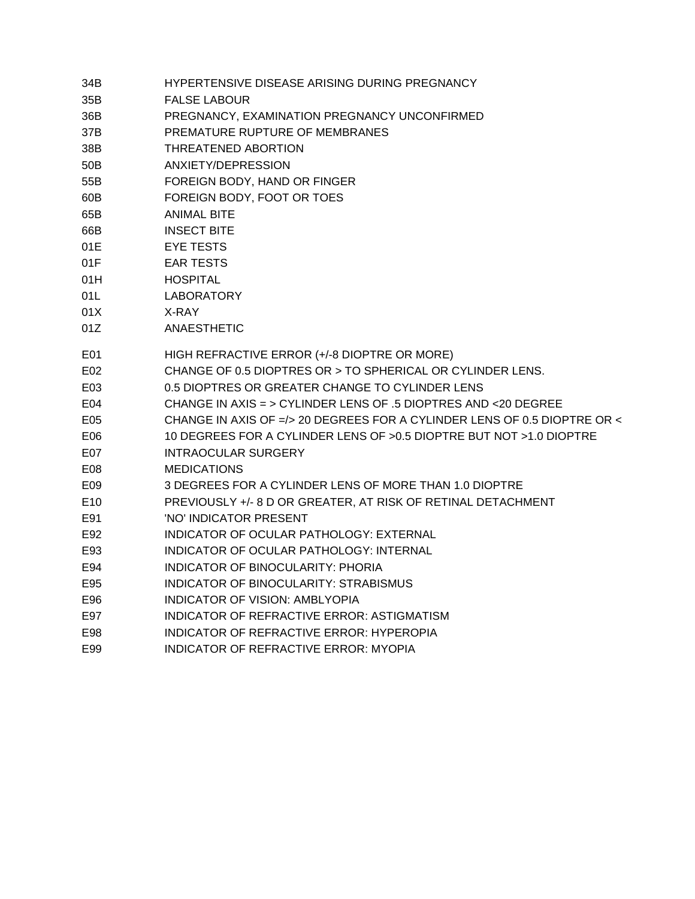| | |
|---|---|
| 34B | HYPERTENSIVE DISEASE ARISING DURING PREGNANCY |
| 35B | FALSE LABOUR |
| 36B | PREGNANCY, EXAMINATION PREGNANCY UNCONFIRMED |
| 37B | PREMATURE RUPTURE OF MEMBRANES |
| 38B | THREATENED ABORTION |
| 50B | ANXIETY/DEPRESSION |
| 55B | FOREIGN BODY, HAND OR FINGER |
| 60B | FOREIGN BODY, FOOT OR TOES |
| 65B | ANIMAL BITE |
| 66B | INSECT BITE |
| 01E | EYE TESTS |
| 01F | EAR TESTS |
| 01H | HOSPITAL |
| 01L | LABORATORY |
| 01X | X-RAY |
| 01Z | ANAESTHETIC |
| E01 | HIGH REFRACTIVE ERROR (+/-8 DIOPTRE OR MORE) |
| E02 | CHANGE OF 0.5 DIOPTRES OR > TO SPHERICAL OR CYLINDER LENS. |
| E03 | 0.5 DIOPTRES OR GREATER CHANGE TO CYLINDER LENS |
| E04 | CHANGE IN AXIS = > CYLINDER LENS OF .5 DIOPTRES AND <20 DEGREE |
| E05 | CHANGE IN AXIS OF =/> 20 DEGREES FOR A CYLINDER LENS OF 0.5 DIOPTRE OR < |
| E06 | 10 DEGREES FOR A CYLINDER LENS OF >0.5 DIOPTRE BUT NOT >1.0 DIOPTRE |
| E07 | INTRAOCULAR SURGERY |
| E08 | MEDICATIONS |
| E09 | 3 DEGREES FOR A CYLINDER LENS OF MORE THAN 1.0 DIOPTRE |
| E10 | PREVIOUSLY +/- 8 D OR GREATER, AT RISK OF RETINAL DETACHMENT |
| E91 | 'NO' INDICATOR PRESENT |
| E92 | INDICATOR OF OCULAR PATHOLOGY: EXTERNAL |
| E93 | INDICATOR OF OCULAR PATHOLOGY: INTERNAL |
| E94 | INDICATOR OF BINOCULARITY: PHORIA |
| E95 | INDICATOR OF BINOCULARITY: STRABISMUS |
| E96 | INDICATOR OF VISION: AMBLYOPIA |
| E97 | INDICATOR OF REFRACTIVE ERROR: ASTIGMATISM |
| E98 | INDICATOR OF REFRACTIVE ERROR: HYPEROPIA |
| E99 | INDICATOR OF REFRACTIVE ERROR: MYOPIA |